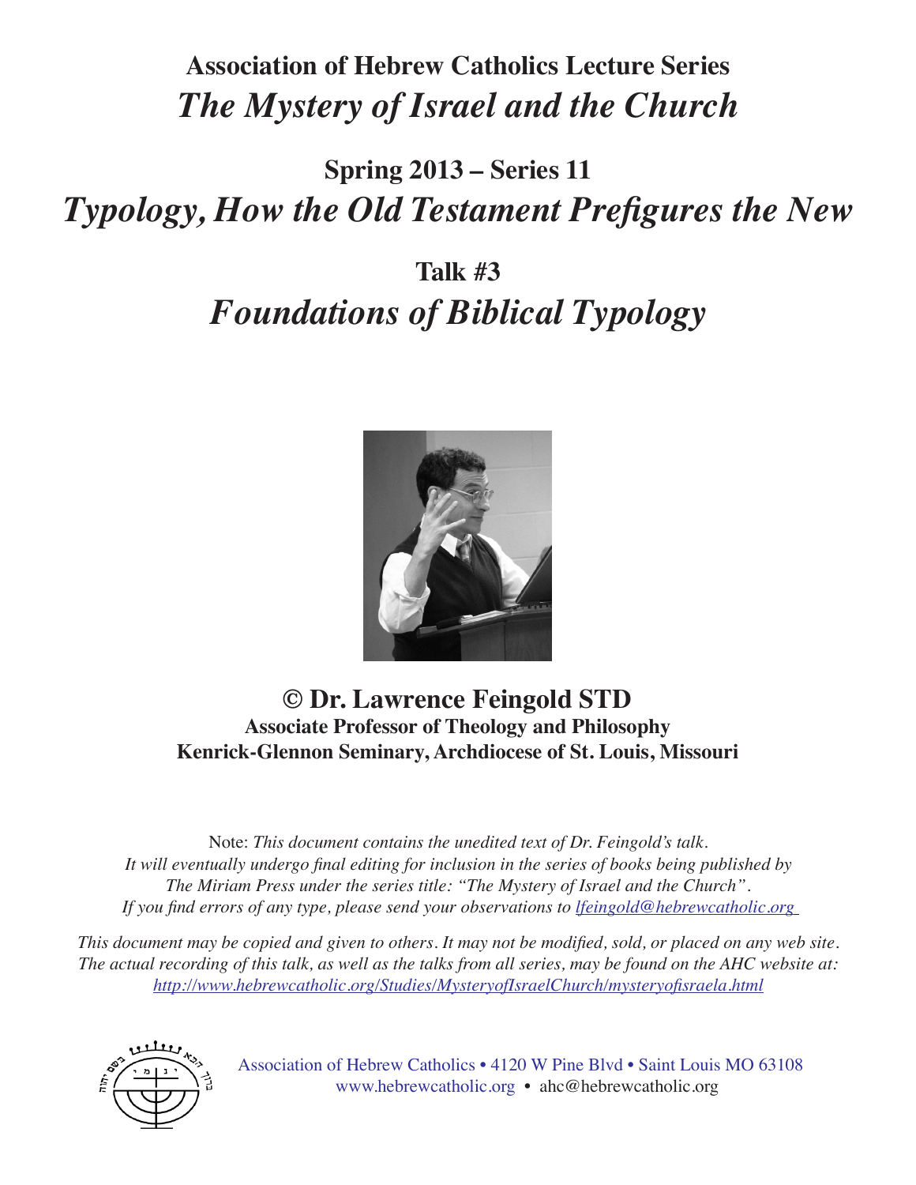# Association of Hebrew Catholics Lecture Series
# *The Mystery of Israel and the Church*

## Spring 2013 – Series 11
## *Typology, How the Old Testament Prefigures the New*

## Talk #3
## *Foundations of Biblical Typology*

**© Dr. Lawrence Feingold STD**
**Associate Professor of Theology and Philosophy**
**Kenrick-Glennon Seminary, Archdiocese of St. Louis, Missouri**

Note: *This document contains the unedited text of Dr. Feingold's talk. It will eventually undergo final editing for inclusion in the series of books being published by The Miriam Press under the series title: "The Mystery of Israel and the Church". If you find errors of any type, please send your observations to lfeingold@hebrewcatholic.org*

*This document may be copied and given to others. It may not be modified, sold, or placed on any web site. The actual recording of this talk, as well as the talks from all series, may be found on the AHC website at: http://www.hebrewcatholic.org/Studies/MysteryofIsraelChurch/mysteryofisraela.html*

Association of Hebrew Catholics • 4120 W Pine Blvd • Saint Louis MO 63108
www.hebrewcatholic.org • ahc@hebrewcatholic.org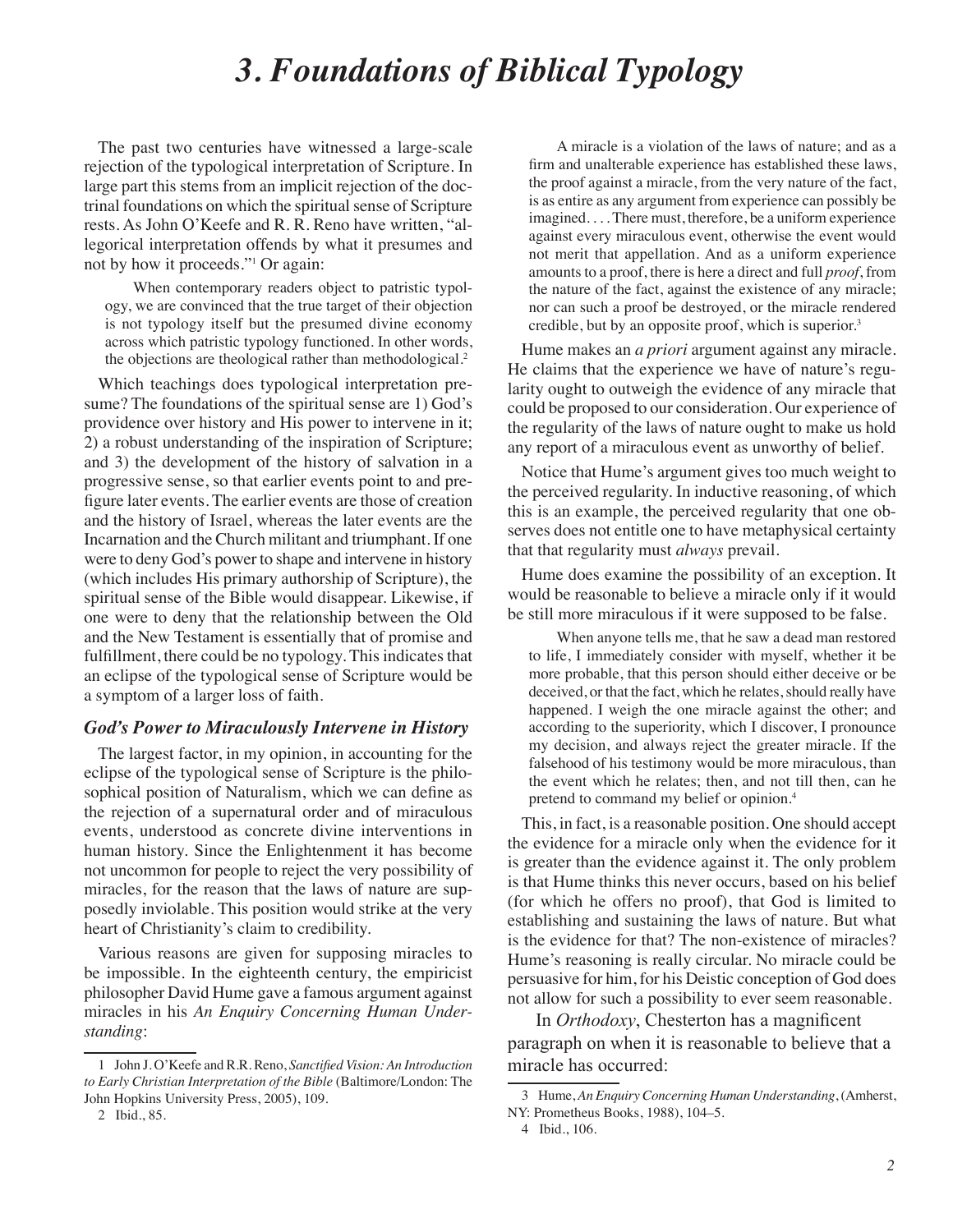# 3. Foundations of Biblical Typology

The past two centuries have witnessed a large-scale rejection of the typological interpretation of Scripture. In large part this stems from an implicit rejection of the doctrinal foundations on which the spiritual sense of Scripture rests. As John O'Keefe and R. R. Reno have written, "allegorical interpretation offends by what it presumes and not by how it proceeds."[1] Or again:

> When contemporary readers object to patristic typology, we are convinced that the true target of their objection is not typology itself but the presumed divine economy across which patristic typology functioned. In other words, the objections are theological rather than methodological.[2]

Which teachings does typological interpretation presume? The foundations of the spiritual sense are 1) God's providence over history and His power to intervene in it; 2) a robust understanding of the inspiration of Scripture; and 3) the development of the history of salvation in a progressive sense, so that earlier events point to and prefigure later events. The earlier events are those of creation and the history of Israel, whereas the later events are the Incarnation and the Church militant and triumphant. If one were to deny God's power to shape and intervene in history (which includes His primary authorship of Scripture), the spiritual sense of the Bible would disappear. Likewise, if one were to deny that the relationship between the Old and the New Testament is essentially that of promise and fulfillment, there could be no typology. This indicates that an eclipse of the typological sense of Scripture would be a symptom of a larger loss of faith.

### *God's Power to Miraculously Intervene in History*

The largest factor, in my opinion, in accounting for the eclipse of the typological sense of Scripture is the philosophical position of Naturalism, which we can define as the rejection of a supernatural order and of miraculous events, understood as concrete divine interventions in human history. Since the Enlightenment it has become not uncommon for people to reject the very possibility of miracles, for the reason that the laws of nature are supposedly inviolable. This position would strike at the very heart of Christianity's claim to credibility.

Various reasons are given for supposing miracles to be impossible. In the eighteenth century, the empiricist philosopher David Hume gave a famous argument against miracles in his *An Enquiry Concerning Human Understanding*:

> A miracle is a violation of the laws of nature; and as a firm and unalterable experience has established these laws, the proof against a miracle, from the very nature of the fact, is as entire as any argument from experience can possibly be imagined. . . . There must, therefore, be a uniform experience against every miraculous event, otherwise the event would not merit that appellation. And as a uniform experience amounts to a proof, there is here a direct and full *proof*, from the nature of the fact, against the existence of any miracle; nor can such a proof be destroyed, or the miracle rendered credible, but by an opposite proof, which is superior.[3]

Hume makes an *a priori* argument against any miracle. He claims that the experience we have of nature's regularity ought to outweigh the evidence of any miracle that could be proposed to our consideration. Our experience of the regularity of the laws of nature ought to make us hold any report of a miraculous event as unworthy of belief.

Notice that Hume's argument gives too much weight to the perceived regularity. In inductive reasoning, of which this is an example, the perceived regularity that one observes does not entitle one to have metaphysical certainty that that regularity must *always* prevail.

Hume does examine the possibility of an exception. It would be reasonable to believe a miracle only if it would be still more miraculous if it were supposed to be false.

> When anyone tells me, that he saw a dead man restored to life, I immediately consider with myself, whether it be more probable, that this person should either deceive or be deceived, or that the fact, which he relates, should really have happened. I weigh the one miracle against the other; and according to the superiority, which I discover, I pronounce my decision, and always reject the greater miracle. If the falsehood of his testimony would be more miraculous, than the event which he relates; then, and not till then, can he pretend to command my belief or opinion.[4]

This, in fact, is a reasonable position. One should accept the evidence for a miracle only when the evidence for it is greater than the evidence against it. The only problem is that Hume thinks this never occurs, based on his belief (for which he offers no proof), that God is limited to establishing and sustaining the laws of nature. But what is the evidence for that? The non-existence of miracles? Hume's reasoning is really circular. No miracle could be persuasive for him, for his Deistic conception of God does not allow for such a possibility to ever seem reasonable.

In *Orthodoxy*, Chesterton has a magnificent paragraph on when it is reasonable to believe that a miracle has occurred:

---

1 John J. O'Keefe and R.R. Reno, *Sanctified Vision: An Introduction to Early Christian Interpretation of the Bible* (Baltimore/London: The John Hopkins University Press, 2005), 109.

2 Ibid., 85.

3 Hume, *An Enquiry Concerning Human Understanding*, (Amherst, NY: Prometheus Books, 1988), 104–5.

4 Ibid., 106.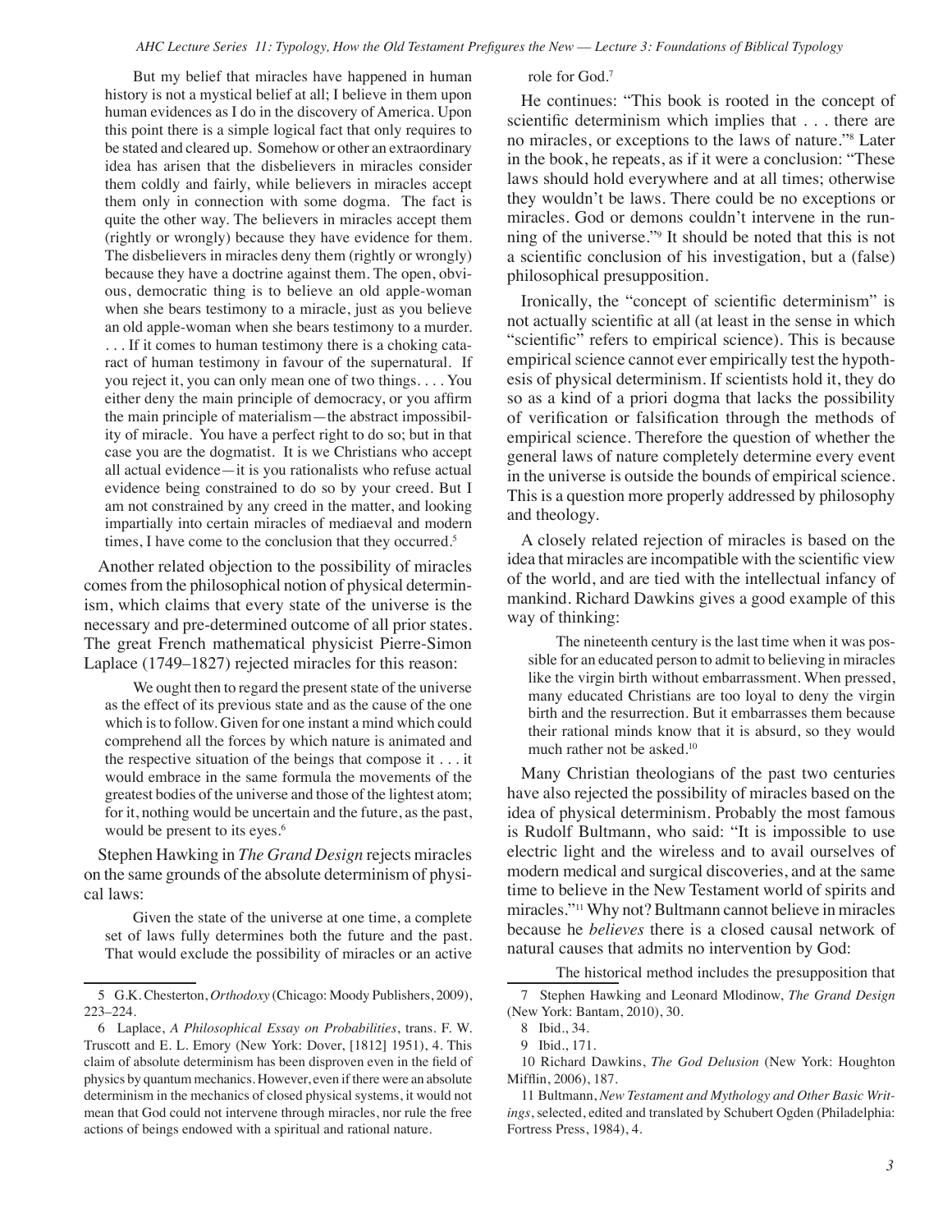> But my belief that miracles have happened in human history is not a mystical belief at all; I believe in them upon human evidences as I do in the discovery of America. Upon this point there is a simple logical fact that only requires to be stated and cleared up. Somehow or other an extraordinary idea has arisen that the disbelievers in miracles consider them coldly and fairly, while believers in miracles accept them only in connection with some dogma. The fact is quite the other way. The believers in miracles accept them (rightly or wrongly) because they have evidence for them. The disbelievers in miracles deny them (rightly or wrongly) because they have a doctrine against them. The open, obvious, democratic thing is to believe an old apple-woman when she bears testimony to a miracle, just as you believe an old apple-woman when she bears testimony to a murder. . . . If it comes to human testimony there is a choking cataract of human testimony in favour of the supernatural. If you reject it, you can only mean one of two things. . . . You either deny the main principle of democracy, or you affirm the main principle of materialism—the abstract impossibility of miracle. You have a perfect right to do so; but in that case you are the dogmatist. It is we Christians who accept all actual evidence—it is you rationalists who refuse actual evidence being constrained to do so by your creed. But I am not constrained by any creed in the matter, and looking impartially into certain miracles of mediaeval and modern times, I have come to the conclusion that they occurred.[5]

Another related objection to the possibility of miracles comes from the philosophical notion of physical determinism, which claims that every state of the universe is the necessary and pre-determined outcome of all prior states. The great French mathematical physicist Pierre-Simon Laplace (1749–1827) rejected miracles for this reason:

> We ought then to regard the present state of the universe as the effect of its previous state and as the cause of the one which is to follow. Given for one instant a mind which could comprehend all the forces by which nature is animated and the respective situation of the beings that compose it . . . it would embrace in the same formula the movements of the greatest bodies of the universe and those of the lightest atom; for it, nothing would be uncertain and the future, as the past, would be present to its eyes.[6]

Stephen Hawking in *The Grand Design* rejects miracles on the same grounds of the absolute determinism of physical laws:

> Given the state of the universe at one time, a complete set of laws fully determines both the future and the past. That would exclude the possibility of miracles or an active role for God.[7]

He continues: "This book is rooted in the concept of scientific determinism which implies that . . . there are no miracles, or exceptions to the laws of nature."[8] Later in the book, he repeats, as if it were a conclusion: "These laws should hold everywhere and at all times; otherwise they wouldn't be laws. There could be no exceptions or miracles. God or demons couldn't intervene in the running of the universe."[9] It should be noted that this is not a scientific conclusion of his investigation, but a (false) philosophical presupposition.

Ironically, the "concept of scientific determinism" is not actually scientific at all (at least in the sense in which "scientific" refers to empirical science). This is because empirical science cannot ever empirically test the hypothesis of physical determinism. If scientists hold it, they do so as a kind of a priori dogma that lacks the possibility of verification or falsification through the methods of empirical science. Therefore the question of whether the general laws of nature completely determine every event in the universe is outside the bounds of empirical science. This is a question more properly addressed by philosophy and theology.

A closely related rejection of miracles is based on the idea that miracles are incompatible with the scientific view of the world, and are tied with the intellectual infancy of mankind. Richard Dawkins gives a good example of this way of thinking:

> The nineteenth century is the last time when it was possible for an educated person to admit to believing in miracles like the virgin birth without embarrassment. When pressed, many educated Christians are too loyal to deny the virgin birth and the resurrection. But it embarrasses them because their rational minds know that it is absurd, so they would much rather not be asked.[10]

Many Christian theologians of the past two centuries have also rejected the possibility of miracles based on the idea of physical determinism. Probably the most famous is Rudolf Bultmann, who said: "It is impossible to use electric light and the wireless and to avail ourselves of modern medical and surgical discoveries, and at the same time to believe in the New Testament world of spirits and miracles."[11] Why not? Bultmann cannot believe in miracles because he *believes* there is a closed causal network of natural causes that admits no intervention by God:

> The historical method includes the presupposition that

---

5 G.K. Chesterton, *Orthodoxy* (Chicago: Moody Publishers, 2009), 223–224.

6 Laplace, *A Philosophical Essay on Probabilities*, trans. F. W. Truscott and E. L. Emory (New York: Dover, [1812] 1951), 4. This claim of absolute determinism has been disproven even in the field of physics by quantum mechanics. However, even if there were an absolute determinism in the mechanics of closed physical systems, it would not mean that God could not intervene through miracles, nor rule the free actions of beings endowed with a spiritual and rational nature.

7 Stephen Hawking and Leonard Mlodinow, *The Grand Design* (New York: Bantam, 2010), 30.

8 Ibid., 34.

9 Ibid., 171.

10 Richard Dawkins, *The God Delusion* (New York: Houghton Mifflin, 2006), 187.

11 Bultmann, *New Testament and Mythology and Other Basic Writings*, selected, edited and translated by Schubert Ogden (Philadelphia: Fortress Press, 1984), 4.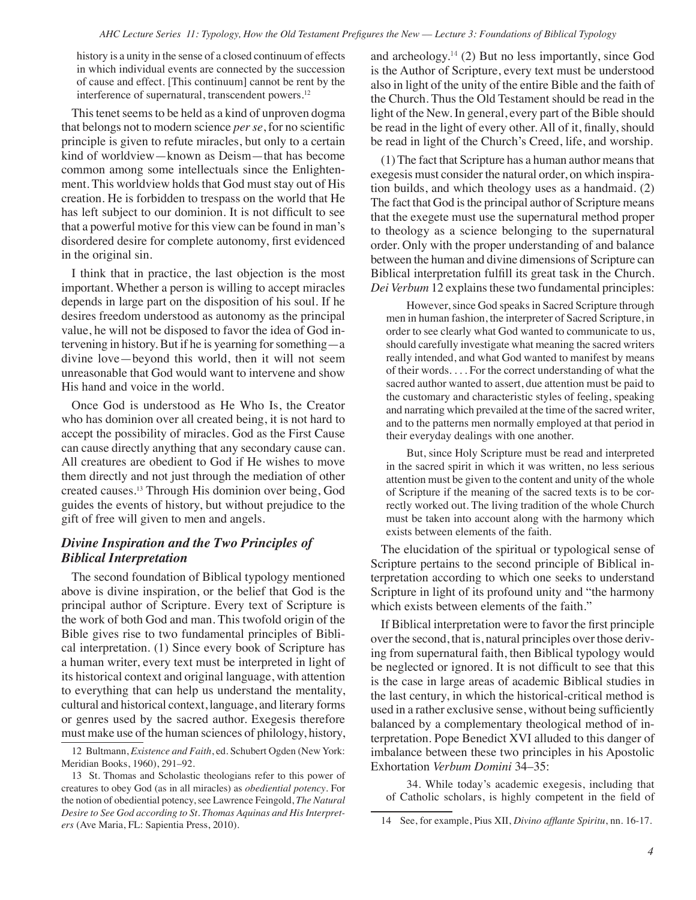> history is a unity in the sense of a closed continuum of effects in which individual events are connected by the succession of cause and effect. [This continuum] cannot be rent by the interference of supernatural, transcendent powers.[12]

This tenet seems to be held as a kind of unproven dogma that belongs not to modern science *per se*, for no scientific principle is given to refute miracles, but only to a certain kind of worldview—known as Deism—that has become common among some intellectuals since the Enlightenment. This worldview holds that God must stay out of His creation. He is forbidden to trespass on the world that He has left subject to our dominion. It is not difficult to see that a powerful motive for this view can be found in man's disordered desire for complete autonomy, first evidenced in the original sin.

I think that in practice, the last objection is the most important. Whether a person is willing to accept miracles depends in large part on the disposition of his soul. If he desires freedom understood as autonomy as the principal value, he will not be disposed to favor the idea of God intervening in history. But if he is yearning for something—a divine love—beyond this world, then it will not seem unreasonable that God would want to intervene and show His hand and voice in the world.

Once God is understood as He Who Is, the Creator who has dominion over all created being, it is not hard to accept the possibility of miracles. God as the First Cause can cause directly anything that any secondary cause can. All creatures are obedient to God if He wishes to move them directly and not just through the mediation of other created causes.[13] Through His dominion over being, God guides the events of history, but without prejudice to the gift of free will given to men and angels.

### *Divine Inspiration and the Two Principles of Biblical Interpretation*

The second foundation of Biblical typology mentioned above is divine inspiration, or the belief that God is the principal author of Scripture. Every text of Scripture is the work of both God and man. This twofold origin of the Bible gives rise to two fundamental principles of Biblical interpretation. (1) Since every book of Scripture has a human writer, every text must be interpreted in light of its historical context and original language, with attention to everything that can help us understand the mentality, cultural and historical context, language, and literary forms or genres used by the sacred author. Exegesis therefore must make use of the human sciences of philology, history, and archeology.[14] (2) But no less importantly, since God is the Author of Scripture, every text must be understood also in light of the unity of the entire Bible and the faith of the Church. Thus the Old Testament should be read in the light of the New. In general, every part of the Bible should be read in the light of every other. All of it, finally, should be read in light of the Church's Creed, life, and worship.

(1) The fact that Scripture has a human author means that exegesis must consider the natural order, on which inspiration builds, and which theology uses as a handmaid. (2) The fact that God is the principal author of Scripture means that the exegete must use the supernatural method proper to theology as a science belonging to the supernatural order. Only with the proper understanding of and balance between the human and divine dimensions of Scripture can Biblical interpretation fulfill its great task in the Church. *Dei Verbum* 12 explains these two fundamental principles:

> However, since God speaks in Sacred Scripture through men in human fashion, the interpreter of Sacred Scripture, in order to see clearly what God wanted to communicate to us, should carefully investigate what meaning the sacred writers really intended, and what God wanted to manifest by means of their words. . . . For the correct understanding of what the sacred author wanted to assert, due attention must be paid to the customary and characteristic styles of feeling, speaking and narrating which prevailed at the time of the sacred writer, and to the patterns men normally employed at that period in their everyday dealings with one another.
>
> But, since Holy Scripture must be read and interpreted in the sacred spirit in which it was written, no less serious attention must be given to the content and unity of the whole of Scripture if the meaning of the sacred texts is to be correctly worked out. The living tradition of the whole Church must be taken into account along with the harmony which exists between elements of the faith.

The elucidation of the spiritual or typological sense of Scripture pertains to the second principle of Biblical interpretation according to which one seeks to understand Scripture in light of its profound unity and "the harmony which exists between elements of the faith."

If Biblical interpretation were to favor the first principle over the second, that is, natural principles over those deriving from supernatural faith, then Biblical typology would be neglected or ignored. It is not difficult to see that this is the case in large areas of academic Biblical studies in the last century, in which the historical-critical method is used in a rather exclusive sense, without being sufficiently balanced by a complementary theological method of interpretation. Pope Benedict XVI alluded to this danger of imbalance between these two principles in his Apostolic Exhortation *Verbum Domini* 34–35:

> 34. While today's academic exegesis, including that of Catholic scholars, is highly competent in the field of

---

12 Bultmann, *Existence and Faith*, ed. Schubert Ogden (New York: Meridian Books, 1960), 291–92.

13 St. Thomas and Scholastic theologians refer to this power of creatures to obey God (as in all miracles) as *obediential potency*. For the notion of obediential potency, see Lawrence Feingold, *The Natural Desire to See God according to St. Thomas Aquinas and His Interpreters* (Ave Maria, FL: Sapientia Press, 2010).

14 See, for example, Pius XII, *Divino afflante Spiritu*, nn. 16-17.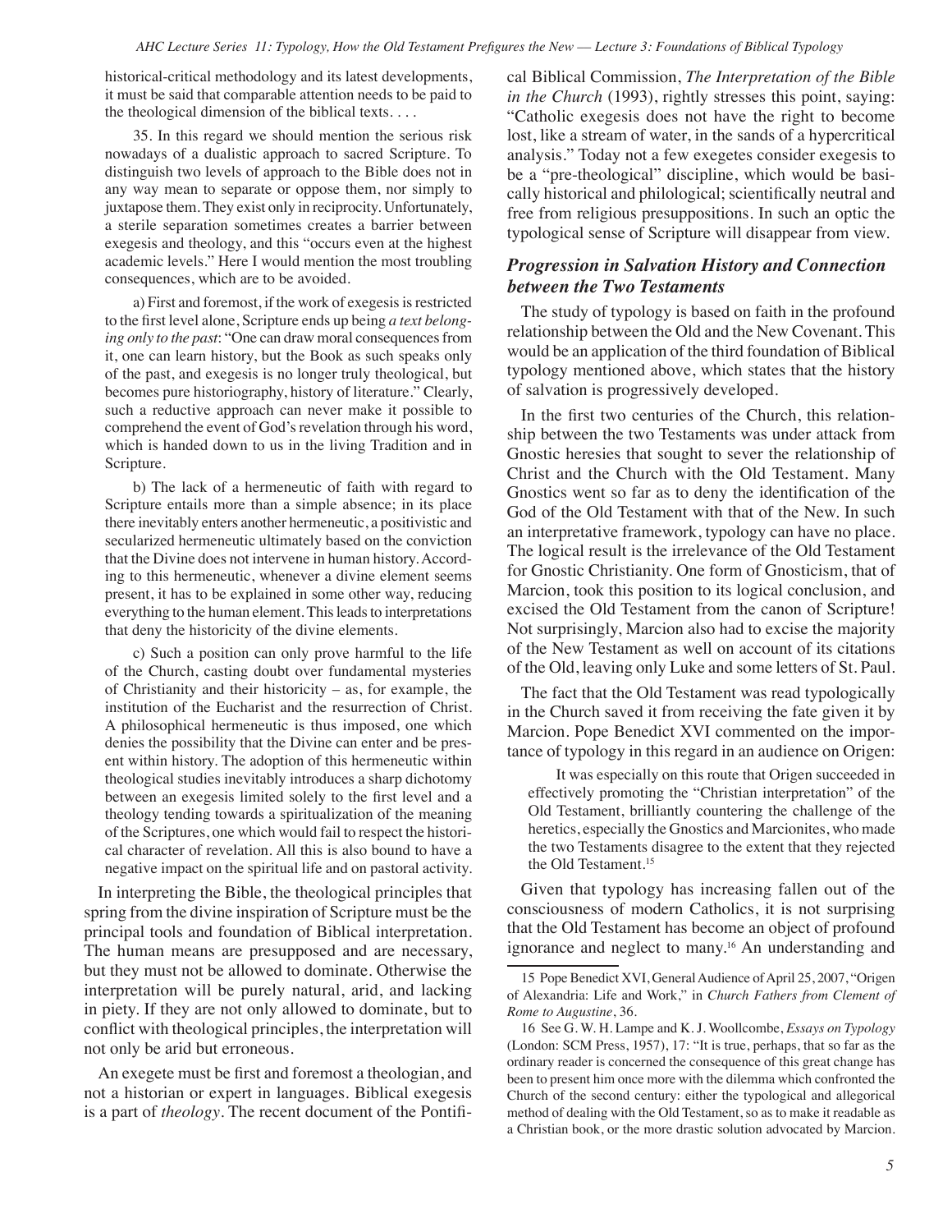historical-critical methodology and its latest developments, it must be said that comparable attention needs to be paid to the theological dimension of the biblical texts. . . .

35. In this regard we should mention the serious risk nowadays of a dualistic approach to sacred Scripture. To distinguish two levels of approach to the Bible does not in any way mean to separate or oppose them, nor simply to juxtapose them. They exist only in reciprocity. Unfortunately, a sterile separation sometimes creates a barrier between exegesis and theology, and this "occurs even at the highest academic levels." Here I would mention the most troubling consequences, which are to be avoided.

a) First and foremost, if the work of exegesis is restricted to the first level alone, Scripture ends up being *a text belonging only to the past*: "One can draw moral consequences from it, one can learn history, but the Book as such speaks only of the past, and exegesis is no longer truly theological, but becomes pure historiography, history of literature." Clearly, such a reductive approach can never make it possible to comprehend the event of God's revelation through his word, which is handed down to us in the living Tradition and in Scripture.

b) The lack of a hermeneutic of faith with regard to Scripture entails more than a simple absence; in its place there inevitably enters another hermeneutic, a positivistic and secularized hermeneutic ultimately based on the conviction that the Divine does not intervene in human history. According to this hermeneutic, whenever a divine element seems present, it has to be explained in some other way, reducing everything to the human element. This leads to interpretations that deny the historicity of the divine elements.

c) Such a position can only prove harmful to the life of the Church, casting doubt over fundamental mysteries of Christianity and their historicity – as, for example, the institution of the Eucharist and the resurrection of Christ. A philosophical hermeneutic is thus imposed, one which denies the possibility that the Divine can enter and be present within history. The adoption of this hermeneutic within theological studies inevitably introduces a sharp dichotomy between an exegesis limited solely to the first level and a theology tending towards a spiritualization of the meaning of the Scriptures, one which would fail to respect the historical character of revelation. All this is also bound to have a negative impact on the spiritual life and on pastoral activity.

In interpreting the Bible, the theological principles that spring from the divine inspiration of Scripture must be the principal tools and foundation of Biblical interpretation. The human means are presupposed and are necessary, but they must not be allowed to dominate. Otherwise the interpretation will be purely natural, arid, and lacking in piety. If they are not only allowed to dominate, but to conflict with theological principles, the interpretation will not only be arid but erroneous.

An exegete must be first and foremost a theologian, and not a historian or expert in languages. Biblical exegesis is a part of *theology*. The recent document of the Pontifical Biblical Commission, *The Interpretation of the Bible in the Church* (1993), rightly stresses this point, saying: "Catholic exegesis does not have the right to become lost, like a stream of water, in the sands of a hypercritical analysis." Today not a few exegetes consider exegesis to be a "pre-theological" discipline, which would be basically historical and philological; scientifically neutral and free from religious presuppositions. In such an optic the typological sense of Scripture will disappear from view.

### *Progression in Salvation History and Connection between the Two Testaments*

The study of typology is based on faith in the profound relationship between the Old and the New Covenant. This would be an application of the third foundation of Biblical typology mentioned above, which states that the history of salvation is progressively developed.

In the first two centuries of the Church, this relationship between the two Testaments was under attack from Gnostic heresies that sought to sever the relationship of Christ and the Church with the Old Testament. Many Gnostics went so far as to deny the identification of the God of the Old Testament with that of the New. In such an interpretative framework, typology can have no place. The logical result is the irrelevance of the Old Testament for Gnostic Christianity. One form of Gnosticism, that of Marcion, took this position to its logical conclusion, and excised the Old Testament from the canon of Scripture! Not surprisingly, Marcion also had to excise the majority of the New Testament as well on account of its citations of the Old, leaving only Luke and some letters of St. Paul.

The fact that the Old Testament was read typologically in the Church saved it from receiving the fate given it by Marcion. Pope Benedict XVI commented on the importance of typology in this regard in an audience on Origen:

> It was especially on this route that Origen succeeded in effectively promoting the "Christian interpretation" of the Old Testament, brilliantly countering the challenge of the heretics, especially the Gnostics and Marcionites, who made the two Testaments disagree to the extent that they rejected the Old Testament.[15]

Given that typology has increasing fallen out of the consciousness of modern Catholics, it is not surprising that the Old Testament has become an object of profound ignorance and neglect to many.[16] An understanding and

15 Pope Benedict XVI, General Audience of April 25, 2007, "Origen of Alexandria: Life and Work," in *Church Fathers from Clement of Rome to Augustine*, 36.

16 See G. W. H. Lampe and K. J. Woollcombe, *Essays on Typology* (London: SCM Press, 1957), 17: "It is true, perhaps, that so far as the ordinary reader is concerned the consequence of this great change has been to present him once more with the dilemma which confronted the Church of the second century: either the typological and allegorical method of dealing with the Old Testament, so as to make it readable as a Christian book, or the more drastic solution advocated by Marcion.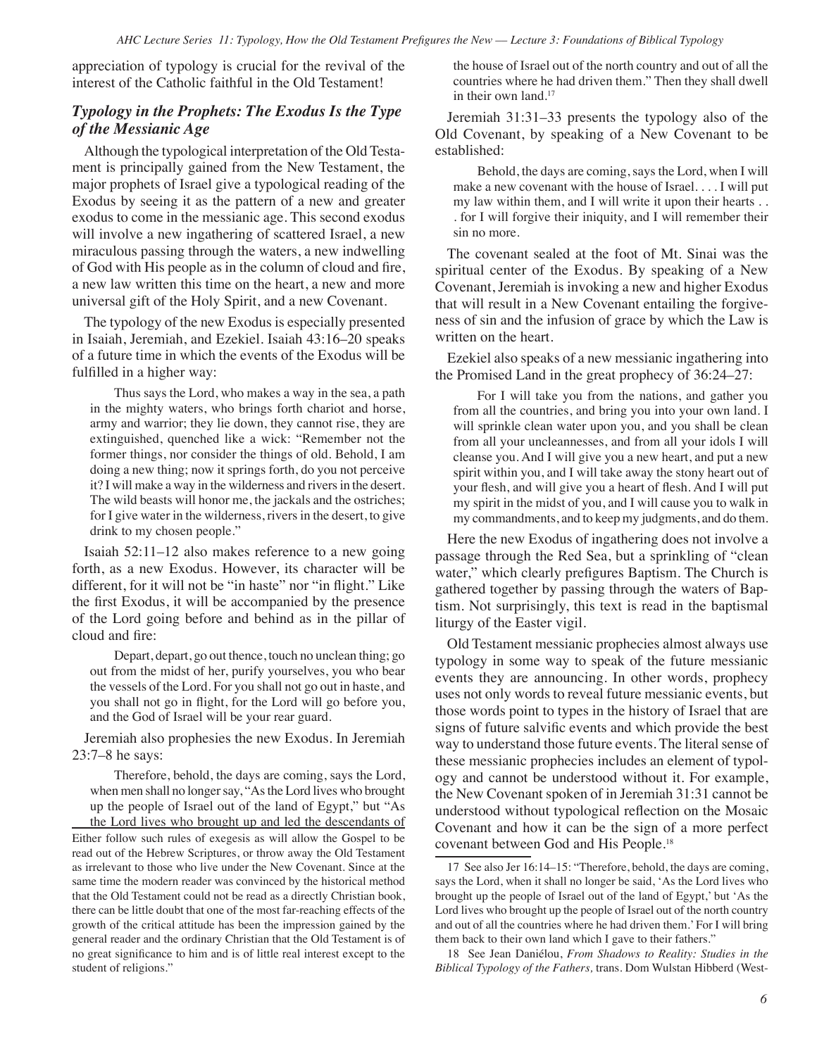appreciation of typology is crucial for the revival of the interest of the Catholic faithful in the Old Testament!

### *Typology in the Prophets: The Exodus Is the Type of the Messianic Age*

Although the typological interpretation of the Old Testament is principally gained from the New Testament, the major prophets of Israel give a typological reading of the Exodus by seeing it as the pattern of a new and greater exodus to come in the messianic age. This second exodus will involve a new ingathering of scattered Israel, a new miraculous passing through the waters, a new indwelling of God with His people as in the column of cloud and fire, a new law written this time on the heart, a new and more universal gift of the Holy Spirit, and a new Covenant.

The typology of the new Exodus is especially presented in Isaiah, Jeremiah, and Ezekiel. Isaiah 43:16–20 speaks of a future time in which the events of the Exodus will be fulfilled in a higher way:

> Thus says the Lord, who makes a way in the sea, a path in the mighty waters, who brings forth chariot and horse, army and warrior; they lie down, they cannot rise, they are extinguished, quenched like a wick: "Remember not the former things, nor consider the things of old. Behold, I am doing a new thing; now it springs forth, do you not perceive it? I will make a way in the wilderness and rivers in the desert. The wild beasts will honor me, the jackals and the ostriches; for I give water in the wilderness, rivers in the desert, to give drink to my chosen people."

Isaiah 52:11–12 also makes reference to a new going forth, as a new Exodus. However, its character will be different, for it will not be "in haste" nor "in flight." Like the first Exodus, it will be accompanied by the presence of the Lord going before and behind as in the pillar of cloud and fire:

> Depart, depart, go out thence, touch no unclean thing; go out from the midst of her, purify yourselves, you who bear the vessels of the Lord. For you shall not go out in haste, and you shall not go in flight, for the Lord will go before you, and the God of Israel will be your rear guard.

Jeremiah also prophesies the new Exodus. In Jeremiah 23:7–8 he says:

> Therefore, behold, the days are coming, says the Lord, when men shall no longer say, "As the Lord lives who brought up the people of Israel out of the land of Egypt," but "As the Lord lives who brought up and led the descendants of the house of Israel out of the north country and out of all the countries where he had driven them." Then they shall dwell in their own land.[17]

Jeremiah 31:31–33 presents the typology also of the Old Covenant, by speaking of a New Covenant to be established:

> Behold, the days are coming, says the Lord, when I will make a new covenant with the house of Israel. . . . I will put my law within them, and I will write it upon their hearts . . . for I will forgive their iniquity, and I will remember their sin no more.

The covenant sealed at the foot of Mt. Sinai was the spiritual center of the Exodus. By speaking of a New Covenant, Jeremiah is invoking a new and higher Exodus that will result in a New Covenant entailing the forgiveness of sin and the infusion of grace by which the Law is written on the heart.

Ezekiel also speaks of a new messianic ingathering into the Promised Land in the great prophecy of 36:24–27:

> For I will take you from the nations, and gather you from all the countries, and bring you into your own land. I will sprinkle clean water upon you, and you shall be clean from all your uncleannesses, and from all your idols I will cleanse you. And I will give you a new heart, and put a new spirit within you, and I will take away the stony heart out of your flesh, and will give you a heart of flesh. And I will put my spirit in the midst of you, and I will cause you to walk in my commandments, and to keep my judgments, and do them.

Here the new Exodus of ingathering does not involve a passage through the Red Sea, but a sprinkling of "clean water," which clearly prefigures Baptism. The Church is gathered together by passing through the waters of Baptism. Not surprisingly, this text is read in the baptismal liturgy of the Easter vigil.

Old Testament messianic prophecies almost always use typology in some way to speak of the future messianic events they are announcing. In other words, prophecy uses not only words to reveal future messianic events, but those words point to types in the history of Israel that are signs of future salvific events and which provide the best way to understand those future events. The literal sense of these messianic prophecies includes an element of typology and cannot be understood without it. For example, the New Covenant spoken of in Jeremiah 31:31 cannot be understood without typological reflection on the Mosaic Covenant and how it can be the sign of a more perfect covenant between God and His People.[18]

---

Either follow such rules of exegesis as will allow the Gospel to be read out of the Hebrew Scriptures, or throw away the Old Testament as irrelevant to those who live under the New Covenant. Since at the same time the modern reader was convinced by the historical method that the Old Testament could not be read as a directly Christian book, there can be little doubt that one of the most far-reaching effects of the growth of the critical attitude has been the impression gained by the general reader and the ordinary Christian that the Old Testament is of no great significance to him and is of little real interest except to the student of religions."

17 See also Jer 16:14–15: "Therefore, behold, the days are coming, says the Lord, when it shall no longer be said, 'As the Lord lives who brought up the people of Israel out of the land of Egypt,' but 'As the Lord lives who brought up the people of Israel out of the north country and out of all the countries where he had driven them.' For I will bring them back to their own land which I gave to their fathers."

18 See Jean Daniélou, *From Shadows to Reality: Studies in the Biblical Typology of the Fathers,* trans. Dom Wulstan Hibberd (West-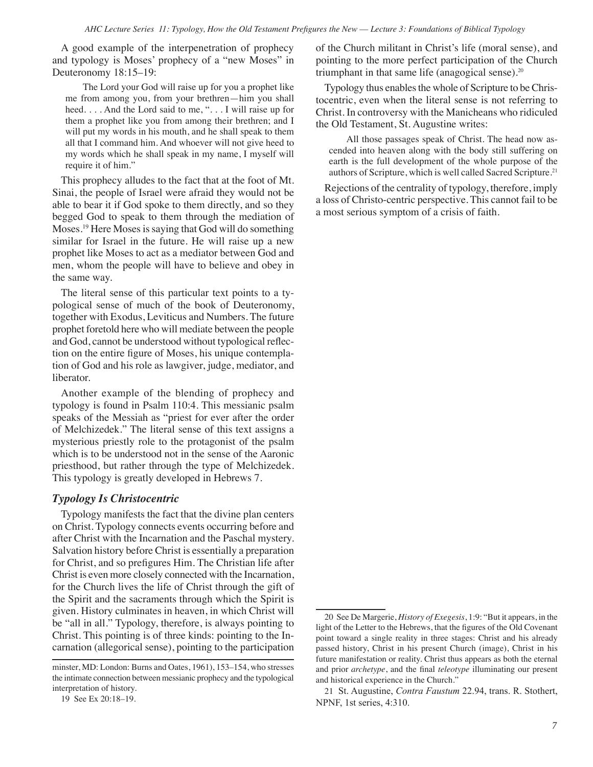A good example of the interpenetration of prophecy and typology is Moses' prophecy of a "new Moses" in Deuteronomy 18:15–19:

> The Lord your God will raise up for you a prophet like me from among you, from your brethren—him you shall heed. . . . And the Lord said to me, ". . . I will raise up for them a prophet like you from among their brethren; and I will put my words in his mouth, and he shall speak to them all that I command him. And whoever will not give heed to my words which he shall speak in my name, I myself will require it of him."

This prophecy alludes to the fact that at the foot of Mt. Sinai, the people of Israel were afraid they would not be able to bear it if God spoke to them directly, and so they begged God to speak to them through the mediation of Moses.[19] Here Moses is saying that God will do something similar for Israel in the future. He will raise up a new prophet like Moses to act as a mediator between God and men, whom the people will have to believe and obey in the same way.

The literal sense of this particular text points to a typological sense of much of the book of Deuteronomy, together with Exodus, Leviticus and Numbers. The future prophet foretold here who will mediate between the people and God, cannot be understood without typological reflection on the entire figure of Moses, his unique contemplation of God and his role as lawgiver, judge, mediator, and liberator.

Another example of the blending of prophecy and typology is found in Psalm 110:4. This messianic psalm speaks of the Messiah as "priest for ever after the order of Melchizedek." The literal sense of this text assigns a mysterious priestly role to the protagonist of the psalm which is to be understood not in the sense of the Aaronic priesthood, but rather through the type of Melchizedek. This typology is greatly developed in Hebrews 7.

### *Typology Is Christocentric*

Typology manifests the fact that the divine plan centers on Christ. Typology connects events occurring before and after Christ with the Incarnation and the Paschal mystery. Salvation history before Christ is essentially a preparation for Christ, and so prefigures Him. The Christian life after Christ is even more closely connected with the Incarnation, for the Church lives the life of Christ through the gift of the Spirit and the sacraments through which the Spirit is given. History culminates in heaven, in which Christ will be "all in all." Typology, therefore, is always pointing to Christ. This pointing is of three kinds: pointing to the Incarnation (allegorical sense), pointing to the participation of the Church militant in Christ's life (moral sense), and pointing to the more perfect participation of the Church triumphant in that same life (anagogical sense).[20]

Typology thus enables the whole of Scripture to be Christocentric, even when the literal sense is not referring to Christ. In controversy with the Manicheans who ridiculed the Old Testament, St. Augustine writes:

> All those passages speak of Christ. The head now ascended into heaven along with the body still suffering on earth is the full development of the whole purpose of the authors of Scripture, which is well called Sacred Scripture.[21]

Rejections of the centrality of typology, therefore, imply a loss of Christo-centric perspective. This cannot fail to be a most serious symptom of a crisis of faith.

---

minster, MD: London: Burns and Oates, 1961), 153–154, who stresses the intimate connection between messianic prophecy and the typological interpretation of history.

19 See Ex 20:18–19.

20 See De Margerie, *History of Exegesis*, 1:9: "But it appears, in the light of the Letter to the Hebrews, that the figures of the Old Covenant point toward a single reality in three stages: Christ and his already passed history, Christ in his present Church (image), Christ in his future manifestation or reality. Christ thus appears as both the eternal and prior *archetype*, and the final *teleotype* illuminating our present and historical experience in the Church."

21 St. Augustine, *Contra Faustum* 22.94, trans. R. Stothert, NPNF, 1st series, 4:310.